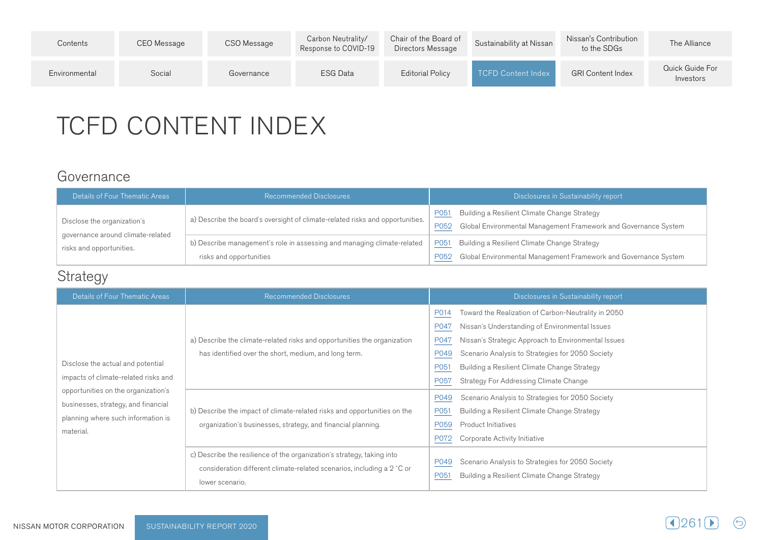# TCFD CONTENT INDEX

## Governance

| Details of Four Thematic Areas | Recommended Disclosures | Disclosures in Sustainability report |
|---|---|---|
| Disclose the organization's governance around climate-related risks and opportunities. | a) Describe the board's oversight of climate-related risks and opportunities. | P051 Building a Resilient Climate Change Strategy<br>P052 Global Environmental Management Framework and Governance System |
| | b) Describe management's role in assessing and managing climate-related risks and opportunities | P051 Building a Resilient Climate Change Strategy<br>P052 Global Environmental Management Framework and Governance System |

## Strategy

| Details of Four Thematic Areas | Recommended Disclosures | Disclosures in Sustainability report |
|---|---|---|
| Disclose the actual and potential impacts of climate-related risks and opportunities on the organization's businesses, strategy, and financial planning where such information is material. | a) Describe the climate-related risks and opportunities the organization has identified over the short, medium, and long term. | P014 Toward the Realization of Carbon-Neutrality in 2050<br>P047 Nissan's Understanding of Environmental Issues<br>P047 Nissan's Strategic Approach to Environmental Issues<br>P049 Scenario Analysis to Strategies for 2050 Society<br>P051 Building a Resilient Climate Change Strategy<br>P057 Strategy For Addressing Climate Change |
| | b) Describe the impact of climate-related risks and opportunities on the organization's businesses, strategy, and financial planning. | P049 Scenario Analysis to Strategies for 2050 Society<br>P051 Building a Resilient Climate Change Strategy<br>P059 Product Initiatives<br>P072 Corporate Activity Initiative |
| | c) Describe the resilience of the organization's strategy, taking into consideration different climate-related scenarios, including a 2 °C or lower scenario. | P049 Scenario Analysis to Strategies for 2050 Society<br>P051 Building a Resilient Climate Change Strategy |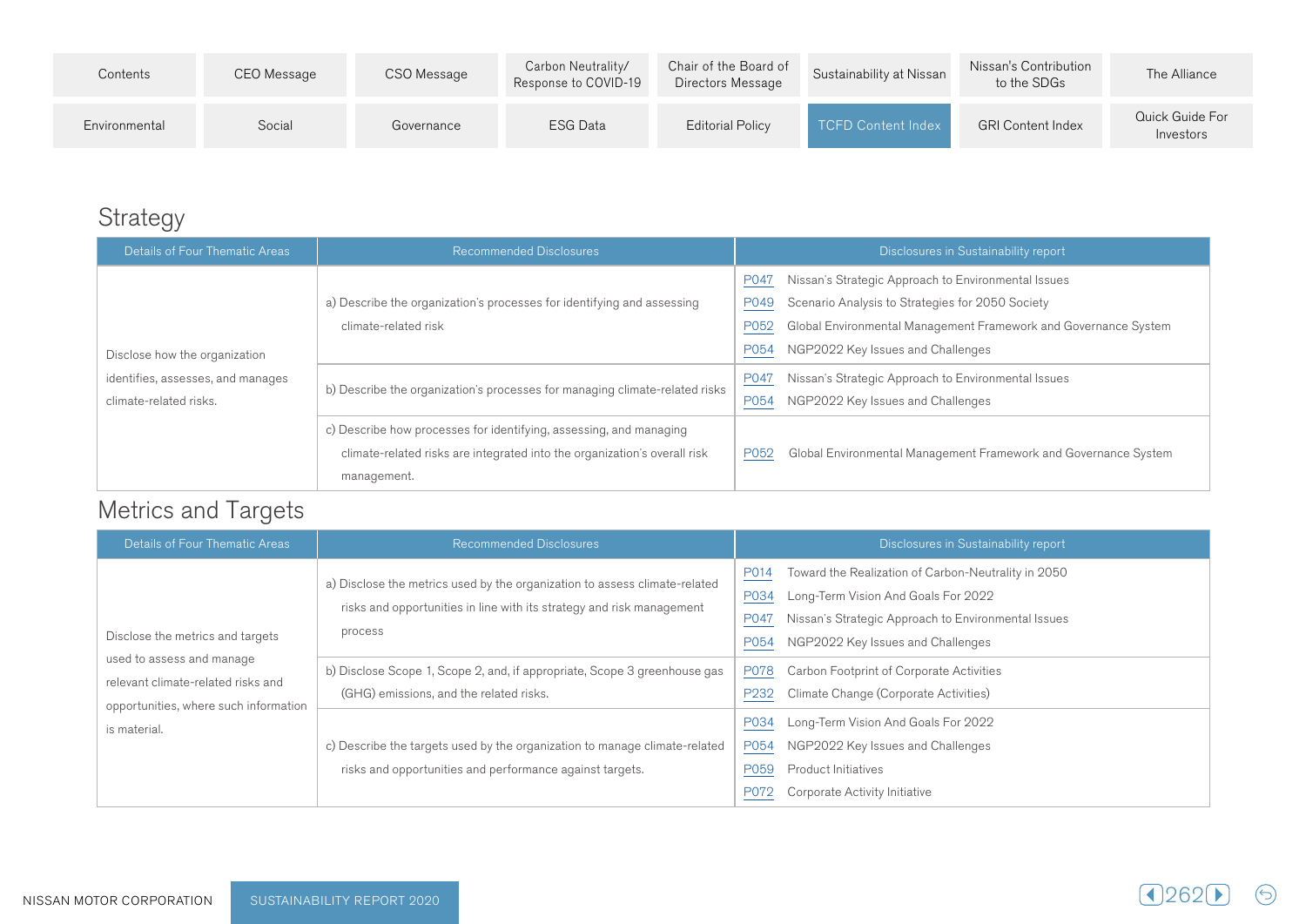## Strategy

| Details of Four Thematic Areas | Recommended Disclosures | Disclosures in Sustainability report |
|---|---|---|
| Disclose how the organization identifies, assesses, and manages climate-related risks. | a) Describe the organization's processes for identifying and assessing climate-related risk | P047 Nissan's Strategic Approach to Environmental Issues<br>P049 Scenario Analysis to Strategies for 2050 Society<br>P052 Global Environmental Management Framework and Governance System<br>P054 NGP2022 Key Issues and Challenges |
| | b) Describe the organization's processes for managing climate-related risks | P047 Nissan's Strategic Approach to Environmental Issues<br>P054 NGP2022 Key Issues and Challenges |
| | c) Describe how processes for identifying, assessing, and managing climate-related risks are integrated into the organization's overall risk management. | P052 Global Environmental Management Framework and Governance System |

## Metrics and Targets

| Details of Four Thematic Areas | Recommended Disclosures | Disclosures in Sustainability report |
|---|---|---|
| Disclose the metrics and targets used to assess and manage relevant climate-related risks and opportunities, where such information is material. | a) Disclose the metrics used by the organization to assess climate-related risks and opportunities in line with its strategy and risk management process | P014 Toward the Realization of Carbon-Neutrality in 2050<br>P034 Long-Term Vision And Goals For 2022<br>P047 Nissan's Strategic Approach to Environmental Issues<br>P054 NGP2022 Key Issues and Challenges |
| | b) Disclose Scope 1, Scope 2, and, if appropriate, Scope 3 greenhouse gas (GHG) emissions, and the related risks. | P078 Carbon Footprint of Corporate Activities<br>P232 Climate Change (Corporate Activities) |
| | c) Describe the targets used by the organization to manage climate-related risks and opportunities and performance against targets. | P034 Long-Term Vision And Goals For 2022<br>P054 NGP2022 Key Issues and Challenges<br>P059 Product Initiatives<br>P072 Corporate Activity Initiative |